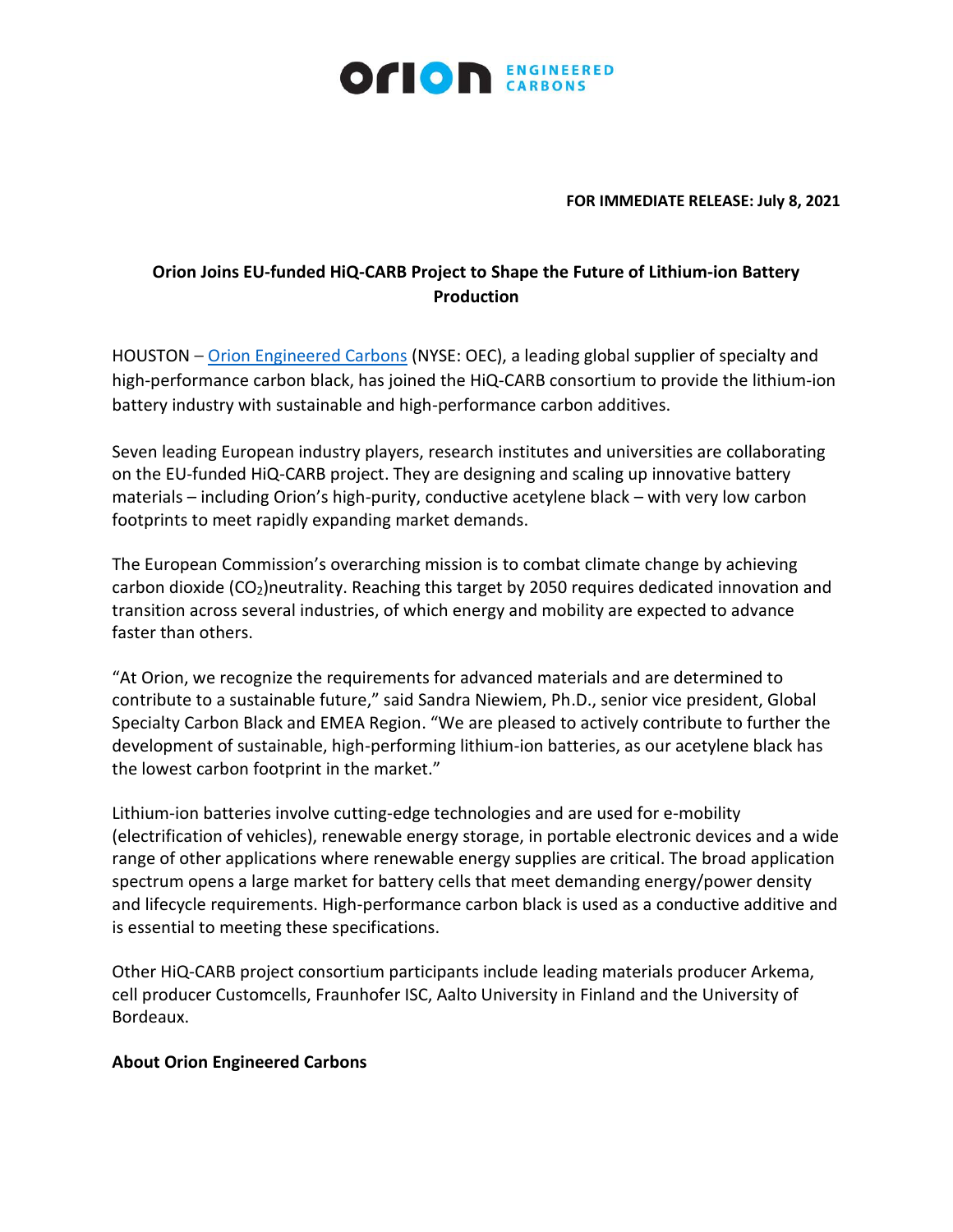**FOR IMMEDIATE RELEASE: July 8, 2021**

# Orion Joins EU-funded HiQ-CARB Project to Shape the Future of Lithium-ion Battery Production

HOUSTON – Orion Engineered Carbons (NYSE: OEC), a leading global supplier of specialty and high-performance carbon black, has joined the HiQ-CARB consortium to provide the lithium-ion battery industry with sustainable and high-performance carbon additives.

Seven leading European industry players, research institutes and universities are collaborating on the EU-funded HiQ-CARB project. They are designing and scaling up innovative battery materials – including Orion's high-purity, conductive acetylene black – with very low carbon footprints to meet rapidly expanding market demands.

The European Commission's overarching mission is to combat climate change by achieving carbon dioxide ($CO_2$)neutrality. Reaching this target by 2050 requires dedicated innovation and transition across several industries, of which energy and mobility are expected to advance faster than others.

"At Orion, we recognize the requirements for advanced materials and are determined to contribute to a sustainable future," said Sandra Niewiem, Ph.D., senior vice president, Global Specialty Carbon Black and EMEA Region. "We are pleased to actively contribute to further the development of sustainable, high-performing lithium-ion batteries, as our acetylene black has the lowest carbon footprint in the market."

Lithium-ion batteries involve cutting-edge technologies and are used for e-mobility (electrification of vehicles), renewable energy storage, in portable electronic devices and a wide range of other applications where renewable energy supplies are critical. The broad application spectrum opens a large market for battery cells that meet demanding energy/power density and lifecycle requirements. High-performance carbon black is used as a conductive additive and is essential to meeting these specifications.

Other HiQ-CARB project consortium participants include leading materials producer Arkema, cell producer Customcells, Fraunhofer ISC, Aalto University in Finland and the University of Bordeaux.

**About Orion Engineered Carbons**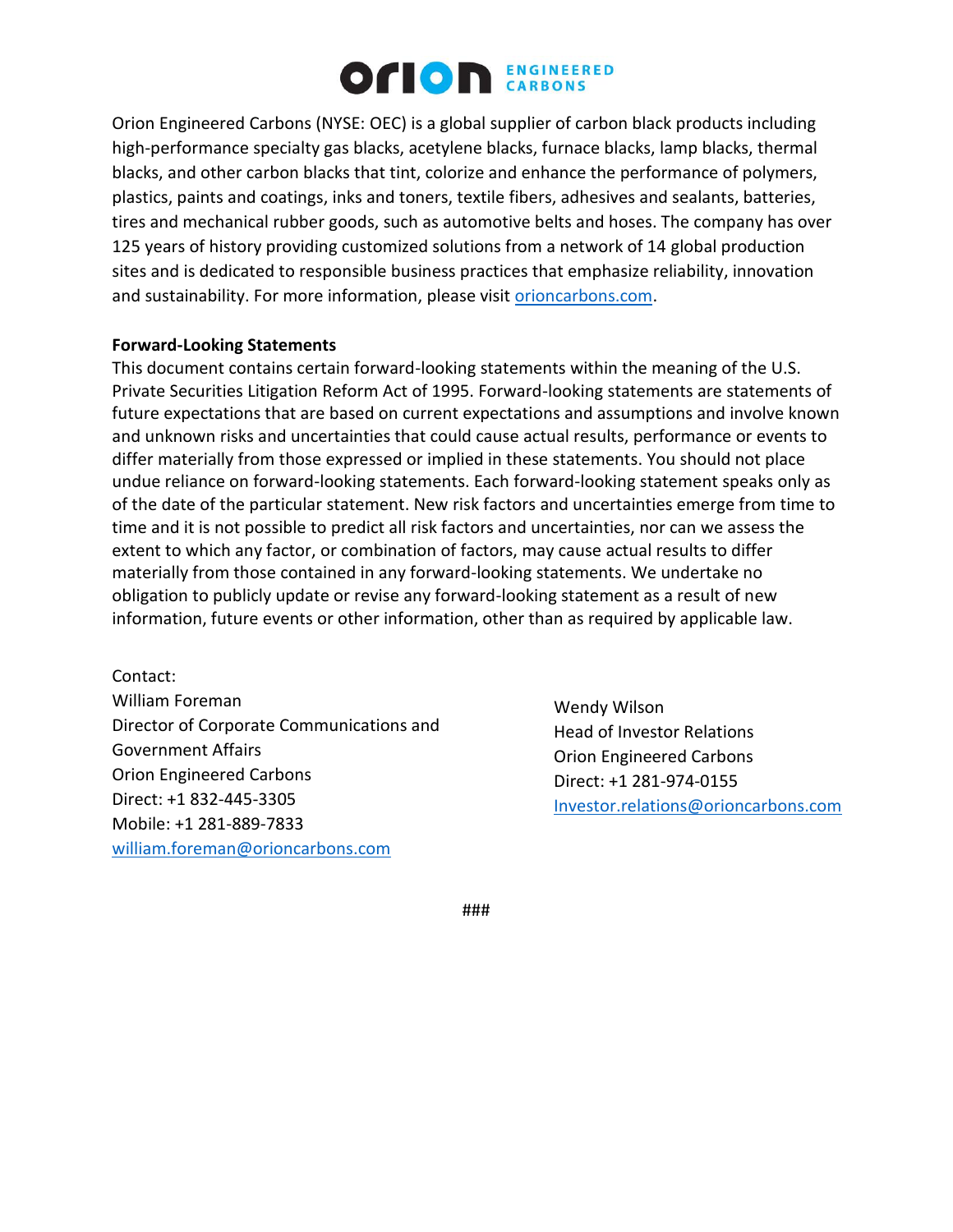Orion Engineered Carbons (NYSE: OEC) is a global supplier of carbon black products including high-performance specialty gas blacks, acetylene blacks, furnace blacks, lamp blacks, thermal blacks, and other carbon blacks that tint, colorize and enhance the performance of polymers, plastics, paints and coatings, inks and toners, textile fibers, adhesives and sealants, batteries, tires and mechanical rubber goods, such as automotive belts and hoses. The company has over 125 years of history providing customized solutions from a network of 14 global production sites and is dedicated to responsible business practices that emphasize reliability, innovation and sustainability. For more information, please visit [orioncarbons.com](orioncarbons.com).

**Forward-Looking Statements**

This document contains certain forward-looking statements within the meaning of the U.S. Private Securities Litigation Reform Act of 1995. Forward-looking statements are statements of future expectations that are based on current expectations and assumptions and involve known and unknown risks and uncertainties that could cause actual results, performance or events to differ materially from those expressed or implied in these statements. You should not place undue reliance on forward-looking statements. Each forward-looking statement speaks only as of the date of the particular statement. New risk factors and uncertainties emerge from time to time and it is not possible to predict all risk factors and uncertainties, nor can we assess the extent to which any factor, or combination of factors, may cause actual results to differ materially from those contained in any forward-looking statements. We undertake no obligation to publicly update or revise any forward-looking statement as a result of new information, future events or other information, other than as required by applicable law.

Contact:

William Foreman
Director of Corporate Communications and Government Affairs
Orion Engineered Carbons
Direct: +1 832-445-3305
Mobile: +1 281-889-7833
[william.foreman@orioncarbons.com](mailto:william.foreman@orioncarbons.com)

Wendy Wilson
Head of Investor Relations
Orion Engineered Carbons
Direct: +1 281-974-0155
[Investor.relations@orioncarbons.com](mailto:Investor.relations@orioncarbons.com)

###